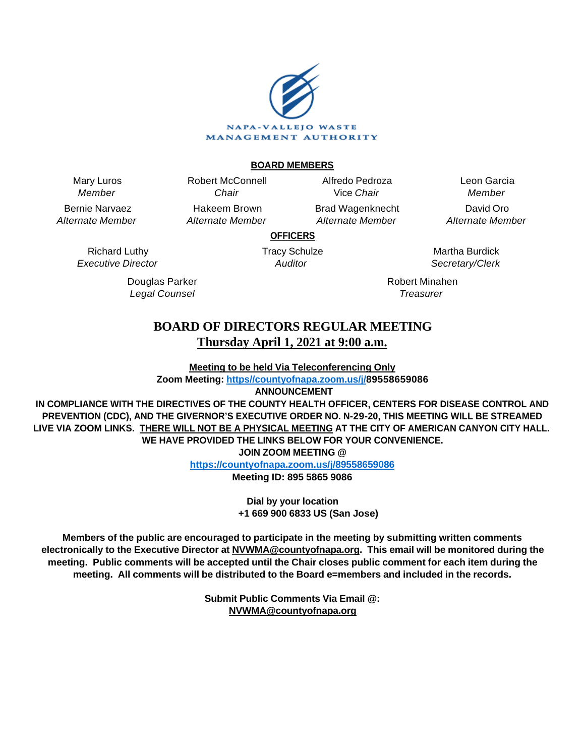NAPA-VALLEJO WASTE MANAGEMENT AUTHORITY

**BOARD MEMBERS**

| | | | |
|---|---|---|---|
| Mary Luros *Member* | Robert McConnell *Chair* | Alfredo Pedroza Vice *Chair* | Leon Garcia *Member* |
| Bernie Narvaez *Alternate Member* | Hakeem Brown *Alternate Member* | Brad Wagenknecht *Alternate Member* | David Oro *Alternate Member* |

**OFFICERS**

| | | |
|---|---|---|
| Richard Luthy *Executive Director* | Tracy Schulze *Auditor* | Martha Burdick *Secretary/Clerk* |
| Douglas Parker *Legal Counsel* | | Robert Minahen *Treasurer* |

# BOARD OF DIRECTORS REGULAR MEETING

## Thursday April 1, 2021 at 9:00 a.m.

**Meeting to be held Via Teleconferencing Only**

**Zoom Meeting: https//countyofnapa.zoom.us/j/89558659086**

**ANNOUNCEMENT**

**IN COMPLIANCE WITH THE DIRECTIVES OF THE COUNTY HEALTH OFFICER, CENTERS FOR DISEASE CONTROL AND PREVENTION (CDC), AND THE GIVERNOR'S EXECUTIVE ORDER NO. N-29-20, THIS MEETING WILL BE STREAMED LIVE VIA ZOOM LINKS. THERE WILL NOT BE A PHYSICAL MEETING AT THE CITY OF AMERICAN CANYON CITY HALL. WE HAVE PROVIDED THE LINKS BELOW FOR YOUR CONVENIENCE.**

**JOIN ZOOM MEETING @**

**https://countyofnapa.zoom.us/j/89558659086**

**Meeting ID: 895 5865 9086**

**Dial by your location**

**+1 669 900 6833 US (San Jose)**

**Members of the public are encouraged to participate in the meeting by submitting written comments electronically to the Executive Director at NVWMA@countyofnapa.org. This email will be monitored during the meeting. Public comments will be accepted until the Chair closes public comment for each item during the meeting. All comments will be distributed to the Board e=members and included in the records.**

**Submit Public Comments Via Email @:**

**NVWMA@countyofnapa.org**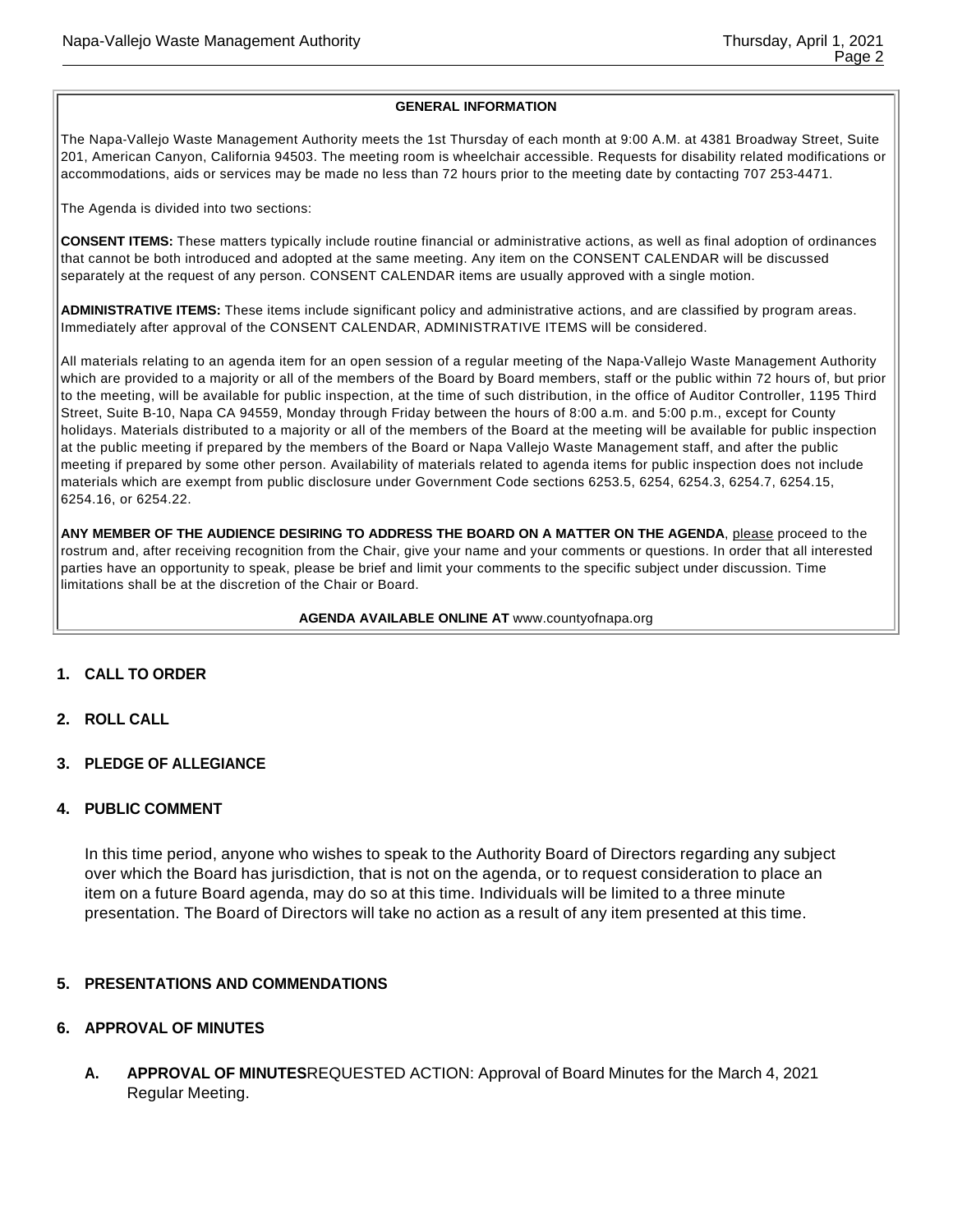**GENERAL INFORMATION**

The Napa-Vallejo Waste Management Authority meets the 1st Thursday of each month at 9:00 A.M. at 4381 Broadway Street, Suite 201, American Canyon, California 94503. The meeting room is wheelchair accessible. Requests for disability related modifications or accommodations, aids or services may be made no less than 72 hours prior to the meeting date by contacting 707 253-4471.

The Agenda is divided into two sections:

**CONSENT ITEMS:** These matters typically include routine financial or administrative actions, as well as final adoption of ordinances that cannot be both introduced and adopted at the same meeting. Any item on the CONSENT CALENDAR will be discussed separately at the request of any person. CONSENT CALENDAR items are usually approved with a single motion.

**ADMINISTRATIVE ITEMS:** These items include significant policy and administrative actions, and are classified by program areas. Immediately after approval of the CONSENT CALENDAR, ADMINISTRATIVE ITEMS will be considered.

All materials relating to an agenda item for an open session of a regular meeting of the Napa-Vallejo Waste Management Authority which are provided to a majority or all of the members of the Board by Board members, staff or the public within 72 hours of, but prior to the meeting, will be available for public inspection, at the time of such distribution, in the office of Auditor Controller, 1195 Third Street, Suite B-10, Napa CA 94559, Monday through Friday between the hours of 8:00 a.m. and 5:00 p.m., except for County holidays. Materials distributed to a majority or all of the members of the Board at the meeting will be available for public inspection at the public meeting if prepared by the members of the Board or Napa Vallejo Waste Management staff, and after the public meeting if prepared by some other person. Availability of materials related to agenda items for public inspection does not include materials which are exempt from public disclosure under Government Code sections 6253.5, 6254, 6254.3, 6254.7, 6254.15, 6254.16, or 6254.22.

**ANY MEMBER OF THE AUDIENCE DESIRING TO ADDRESS THE BOARD ON A MATTER ON THE AGENDA**, please proceed to the rostrum and, after receiving recognition from the Chair, give your name and your comments or questions. In order that all interested parties have an opportunity to speak, please be brief and limit your comments to the specific subject under discussion. Time limitations shall be at the discretion of the Chair or Board.

**AGENDA AVAILABLE ONLINE AT** www.countyofnapa.org

## 1. CALL TO ORDER

## 2. ROLL CALL

## 3. PLEDGE OF ALLEGIANCE

## 4. PUBLIC COMMENT

In this time period, anyone who wishes to speak to the Authority Board of Directors regarding any subject over which the Board has jurisdiction, that is not on the agenda, or to request consideration to place an item on a future Board agenda, may do so at this time. Individuals will be limited to a three minute presentation. The Board of Directors will take no action as a result of any item presented at this time.

## 5. PRESENTATIONS AND COMMENDATIONS

## 6. APPROVAL OF MINUTES

**A. APPROVAL OF MINUTES**REQUESTED ACTION: Approval of Board Minutes for the March 4, 2021 Regular Meeting.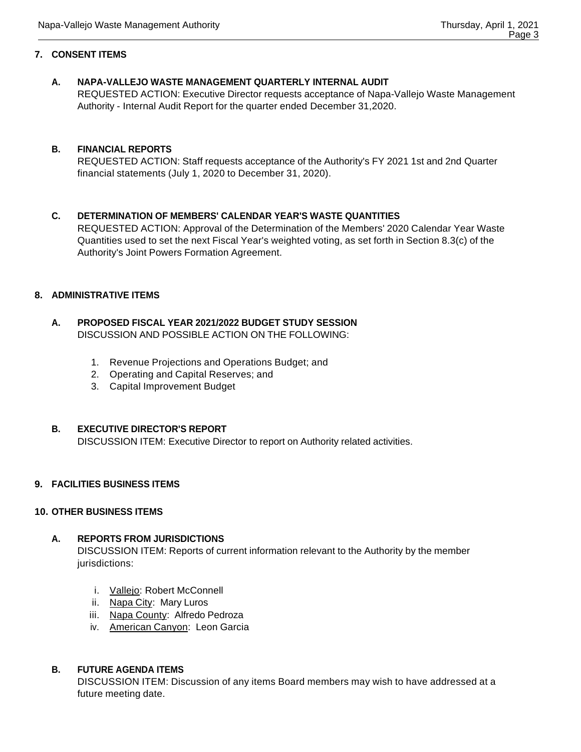## 7. CONSENT ITEMS

### A. NAPA-VALLEJO WASTE MANAGEMENT QUARTERLY INTERNAL AUDIT

REQUESTED ACTION: Executive Director requests acceptance of Napa-Vallejo Waste Management Authority - Internal Audit Report for the quarter ended December 31,2020.

### B. FINANCIAL REPORTS

REQUESTED ACTION: Staff requests acceptance of the Authority's FY 2021 1st and 2nd Quarter financial statements (July 1, 2020 to December 31, 2020).

### C. DETERMINATION OF MEMBERS' CALENDAR YEAR'S WASTE QUANTITIES

REQUESTED ACTION: Approval of the Determination of the Members' 2020 Calendar Year Waste Quantities used to set the next Fiscal Year's weighted voting, as set forth in Section 8.3(c) of the Authority's Joint Powers Formation Agreement.

## 8. ADMINISTRATIVE ITEMS

### A. PROPOSED FISCAL YEAR 2021/2022 BUDGET STUDY SESSION

DISCUSSION AND POSSIBLE ACTION ON THE FOLLOWING:

1. Revenue Projections and Operations Budget; and
2. Operating and Capital Reserves; and
3. Capital Improvement Budget

### B. EXECUTIVE DIRECTOR'S REPORT

DISCUSSION ITEM: Executive Director to report on Authority related activities.

## 9. FACILITIES BUSINESS ITEMS

## 10. OTHER BUSINESS ITEMS

### A. REPORTS FROM JURISDICTIONS

DISCUSSION ITEM: Reports of current information relevant to the Authority by the member jurisdictions:

i. Vallejo: Robert McConnell
ii. Napa City: Mary Luros
iii. Napa County: Alfredo Pedroza
iv. American Canyon: Leon Garcia

### B. FUTURE AGENDA ITEMS

DISCUSSION ITEM: Discussion of any items Board members may wish to have addressed at a future meeting date.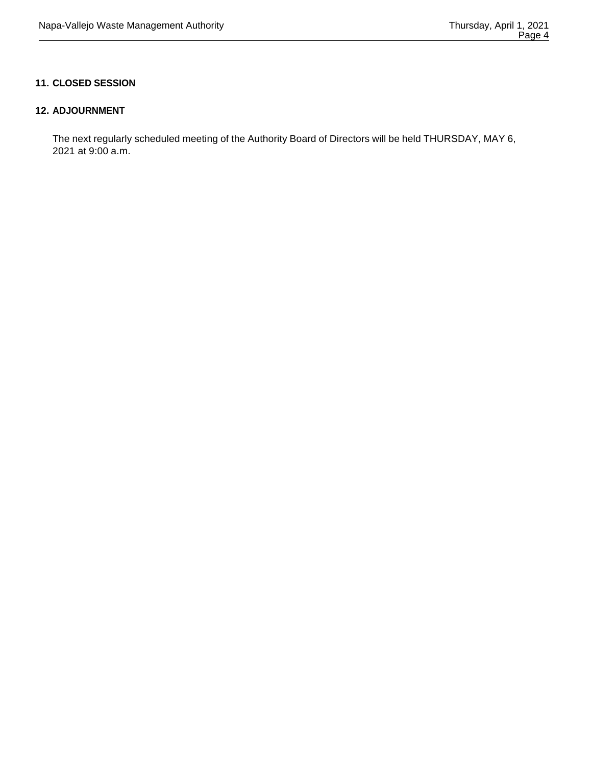## 11. CLOSED SESSION

## 12. ADJOURNMENT

The next regularly scheduled meeting of the Authority Board of Directors will be held THURSDAY, MAY 6, 2021 at 9:00 a.m.